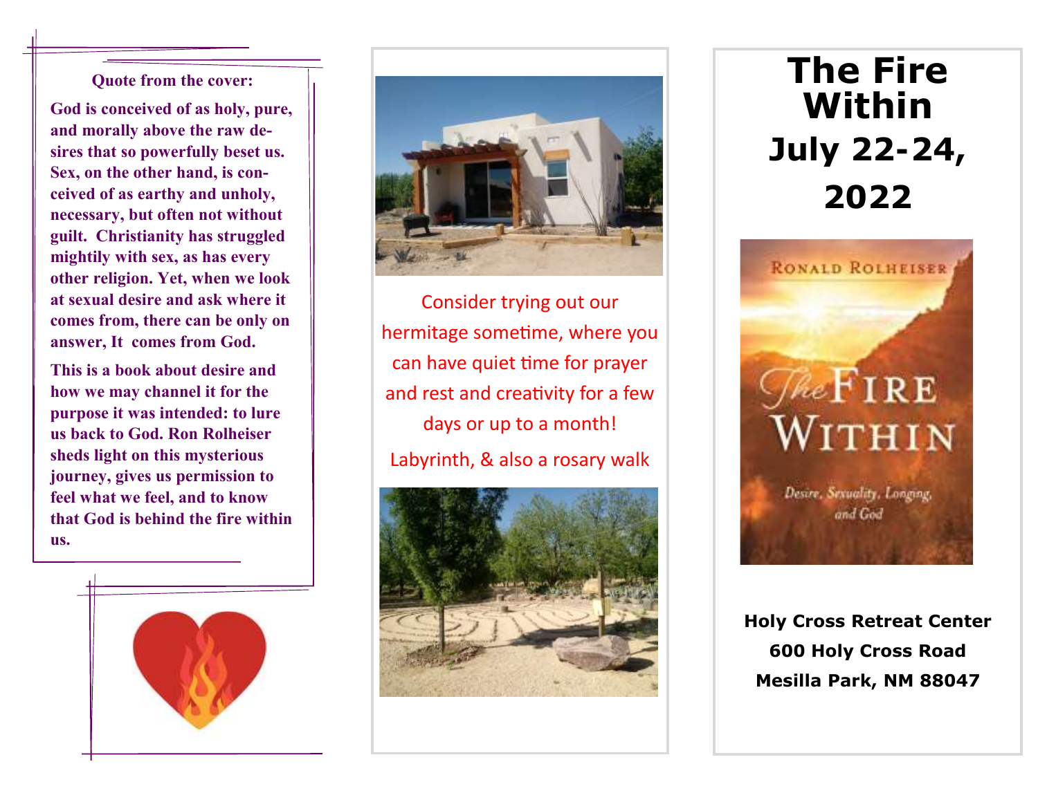**Quote from the cover:**

**God is conceived of as holy, pure, and morally above the raw desires that so powerfully beset us. Sex, on the other hand, is conceived of as earthy and unholy, necessary, but often not without guilt. Christianity has struggled mightily with sex, as has every other religion. Yet, when we look at sexual desire and ask where it comes from, there can be only on answer, It comes from God.**

**This is a book about desire and how we may channel it for the purpose it was intended: to lure us back to God. Ron Rolheiser sheds light on this mysterious journey, gives us permission to feel what we feel, and to know that God is behind the fire within us.**

Consider trying out our hermitage sometime, where you can have quiet time for prayer and rest and creativity for a few days or up to a month!

Labyrinth, & also a rosary walk

# The Fire Within

# July 22-24, 2022

**Holy Cross Retreat Center**
**600 Holy Cross Road**
**Mesilla Park, NM 88047**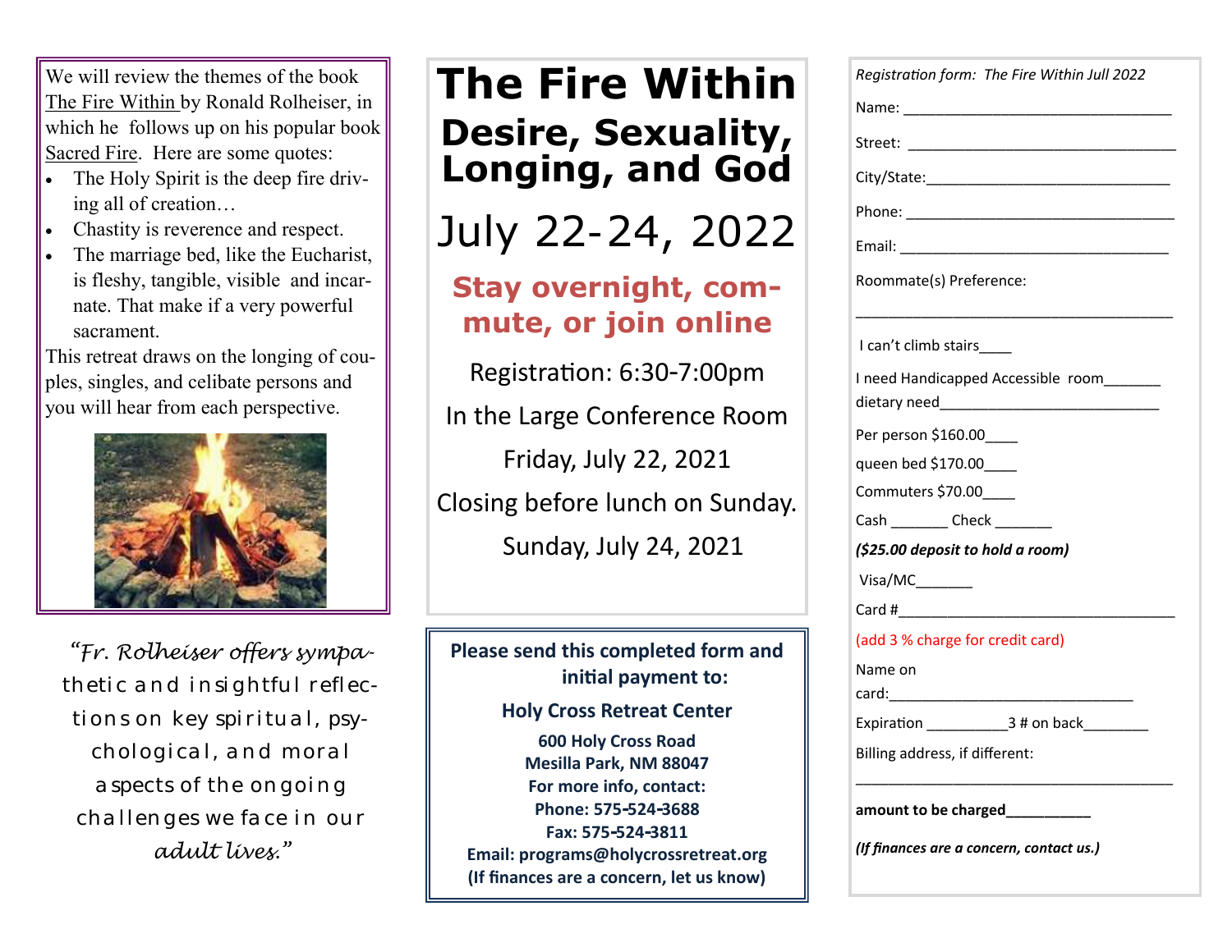We will review the themes of the book The Fire Within by Ronald Rolheiser, in which he follows up on his popular book Sacred Fire. Here are some quotes:

- The Holy Spirit is the deep fire driving all of creation…
- Chastity is reverence and respect.
- The marriage bed, like the Eucharist, is fleshy, tangible, visible and incarnate. That make if a very powerful sacrament.

This retreat draws on the longing of couples, singles, and celibate persons and you will hear from each perspective.

*"Fr. Rolheiser offers sympathetic and insightful reflections on key spiritual, psychological, and moral aspects of the ongoing challenges we face in our adult lives."*

# The Fire Within

## Desire, Sexuality, Longing, and God

## July 22-24, 2022

**Stay overnight, commute, or join online**

Registration: 6:30-7:00pm

In the Large Conference Room

Friday, July 22, 2021

Closing before lunch on Sunday.

Sunday, July 24, 2021

**Please send this completed form and initial payment to:**

**Holy Cross Retreat Center**

**600 Holy Cross Road**
**Mesilla Park, NM 88047**
**For more info, contact:**
**Phone: 575-524-3688**
**Fax: 575-524-3811**
**Email: programs@holycrossretreat.org**
**(If finances are a concern, let us know)**

*Registration form: The Fire Within Jull 2022*

Name: ________________________________

Street: ________________________________

City/State: ____________________________

Phone: ________________________________

Email: ________________________________

Roommate(s) Preference:

______________________________________

I can't climb stairs____

I need Handicapped Accessible room_______

dietary need___________________________

Per person $160.00____

queen bed $170.00____

Commuters $70.00____

Cash _______ Check _______

***($25.00 deposit to hold a room)***

Visa/MC_______

Card #_________________________________

(add 3 % charge for credit card)

Name on card:___________________________

Expiration __________3 # on back________

Billing address, if different:

______________________________________

**amount to be charged__________**

***(If finances are a concern, contact us.)***